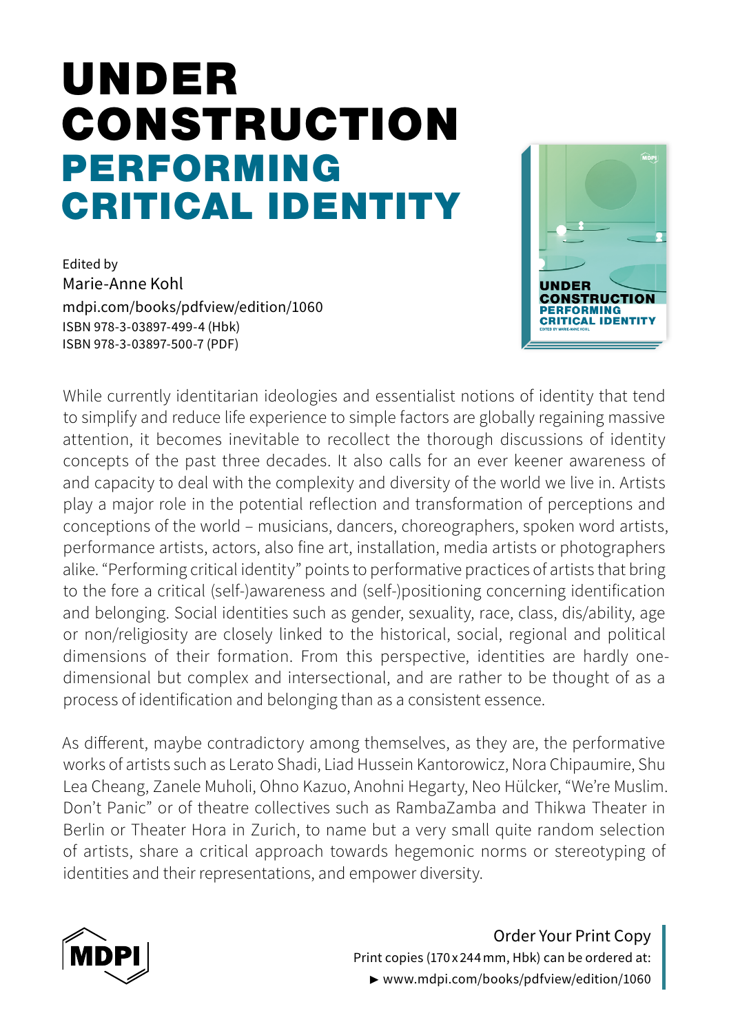# UNDER CONSTRUCTION
## PERFORMING CRITICAL IDENTITY

Edited by
Marie-Anne Kohl
mdpi.com/books/pdfview/edition/1060
ISBN 978-3-03897-499-4 (Hbk)
ISBN 978-3-03897-500-7 (PDF)

While currently identitarian ideologies and essentialist notions of identity that tend to simplify and reduce life experience to simple factors are globally regaining massive attention, it becomes inevitable to recollect the thorough discussions of identity concepts of the past three decades. It also calls for an ever keener awareness of and capacity to deal with the complexity and diversity of the world we live in. Artists play a major role in the potential reflection and transformation of perceptions and conceptions of the world – musicians, dancers, choreographers, spoken word artists, performance artists, actors, also fine art, installation, media artists or photographers alike. "Performing critical identity" points to performative practices of artists that bring to the fore a critical (self-)awareness and (self-)positioning concerning identification and belonging. Social identities such as gender, sexuality, race, class, dis/ability, age or non/religiosity are closely linked to the historical, social, regional and political dimensions of their formation. From this perspective, identities are hardly one-dimensional but complex and intersectional, and are rather to be thought of as a process of identification and belonging than as a consistent essence.

As different, maybe contradictory among themselves, as they are, the performative works of artists such as Lerato Shadi, Liad Hussein Kantorowicz, Nora Chipaumire, Shu Lea Cheang, Zanele Muholi, Ohno Kazuo, Anohni Hegarty, Neo Hülcker, "We're Muslim. Don't Panic" or of theatre collectives such as RambaZamba and Thikwa Theater in Berlin or Theater Hora in Zurich, to name but a very small quite random selection of artists, share a critical approach towards hegemonic norms or stereotyping of identities and their representations, and empower diversity.

MDPI

Order Your Print Copy
Print copies (170 x 244 mm, Hbk) can be ordered at:
► www.mdpi.com/books/pdfview/edition/1060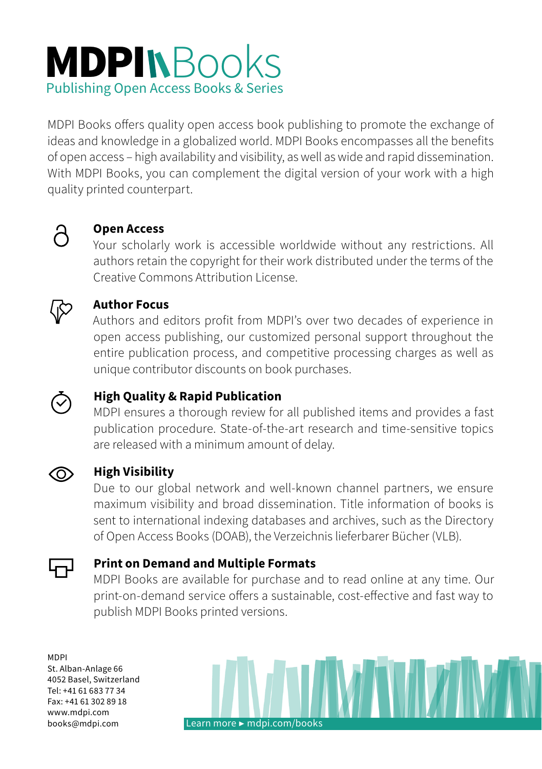# MDPI Books

Publishing Open Access Books & Series

MDPI Books offers quality open access book publishing to promote the exchange of ideas and knowledge in a globalized world. MDPI Books encompasses all the benefits of open access – high availability and visibility, as well as wide and rapid dissemination. With MDPI Books, you can complement the digital version of your work with a high quality printed counterpart.

### Open Access

Your scholarly work is accessible worldwide without any restrictions. All authors retain the copyright for their work distributed under the terms of the Creative Commons Attribution License.

### Author Focus

Authors and editors profit from MDPI's over two decades of experience in open access publishing, our customized personal support throughout the entire publication process, and competitive processing charges as well as unique contributor discounts on book purchases.

### High Quality & Rapid Publication

MDPI ensures a thorough review for all published items and provides a fast publication procedure. State-of-the-art research and time-sensitive topics are released with a minimum amount of delay.

### High Visibility

Due to our global network and well-known channel partners, we ensure maximum visibility and broad dissemination. Title information of books is sent to international indexing databases and archives, such as the Directory of Open Access Books (DOAB), the Verzeichnis lieferbarer Bücher (VLB).

### Print on Demand and Multiple Formats

MDPI Books are available for purchase and to read online at any time. Our print-on-demand service offers a sustainable, cost-effective and fast way to publish MDPI Books printed versions.

MDPI
St. Alban-Anlage 66
4052 Basel, Switzerland
Tel: +41 61 683 77 34
Fax: +41 61 302 89 18
www.mdpi.com
books@mdpi.com

Learn more ▸ mdpi.com/books